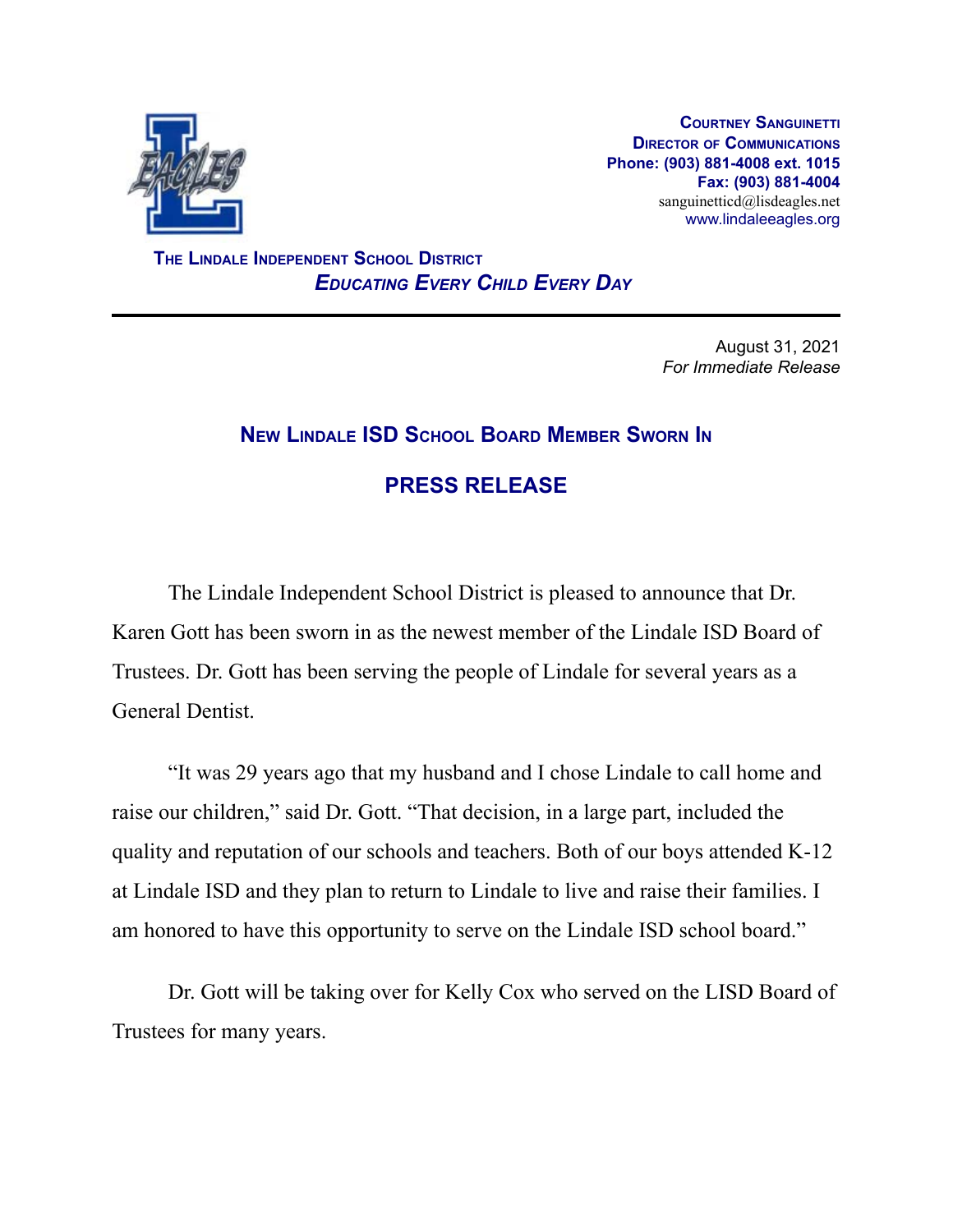**Courtney Sanguinetti**
**Director of Communications**
**Phone: (903) 881-4008 ext. 1015**
**Fax: (903) 881-4004**
sanguinetticd@lisdeagles.net
www.lindaleeagles.org

**The Lindale Independent School District**
***Educating Every Child Every Day***

---

August 31, 2021
*For Immediate Release*

## New Lindale ISD School Board Member Sworn In

## PRESS RELEASE

The Lindale Independent School District is pleased to announce that Dr. Karen Gott has been sworn in as the newest member of the Lindale ISD Board of Trustees. Dr. Gott has been serving the people of Lindale for several years as a General Dentist.

"It was 29 years ago that my husband and I chose Lindale to call home and raise our children," said Dr. Gott. "That decision, in a large part, included the quality and reputation of our schools and teachers. Both of our boys attended K-12 at Lindale ISD and they plan to return to Lindale to live and raise their families. I am honored to have this opportunity to serve on the Lindale ISD school board."

Dr. Gott will be taking over for Kelly Cox who served on the LISD Board of Trustees for many years.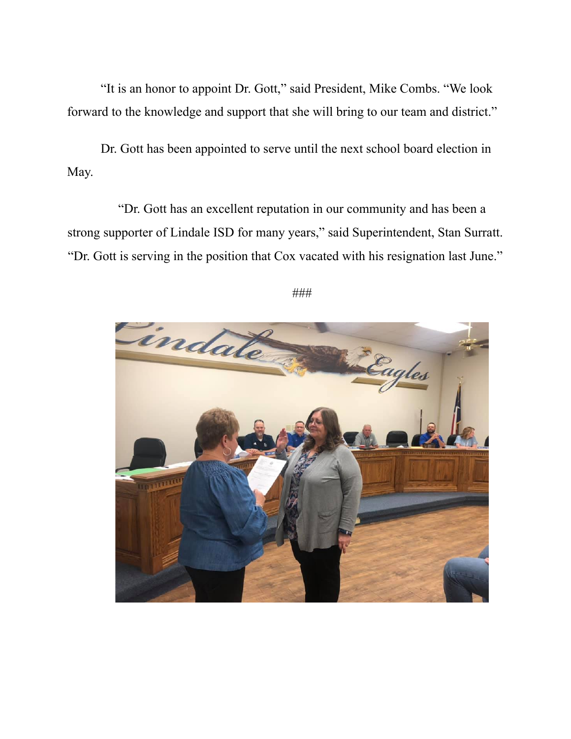"It is an honor to appoint Dr. Gott," said President, Mike Combs. "We look forward to the knowledge and support that she will bring to our team and district."

Dr. Gott has been appointed to serve until the next school board election in May.

"Dr. Gott has an excellent reputation in our community and has been a strong supporter of Lindale ISD for many years," said Superintendent, Stan Surratt. "Dr. Gott is serving in the position that Cox vacated with his resignation last June."

###